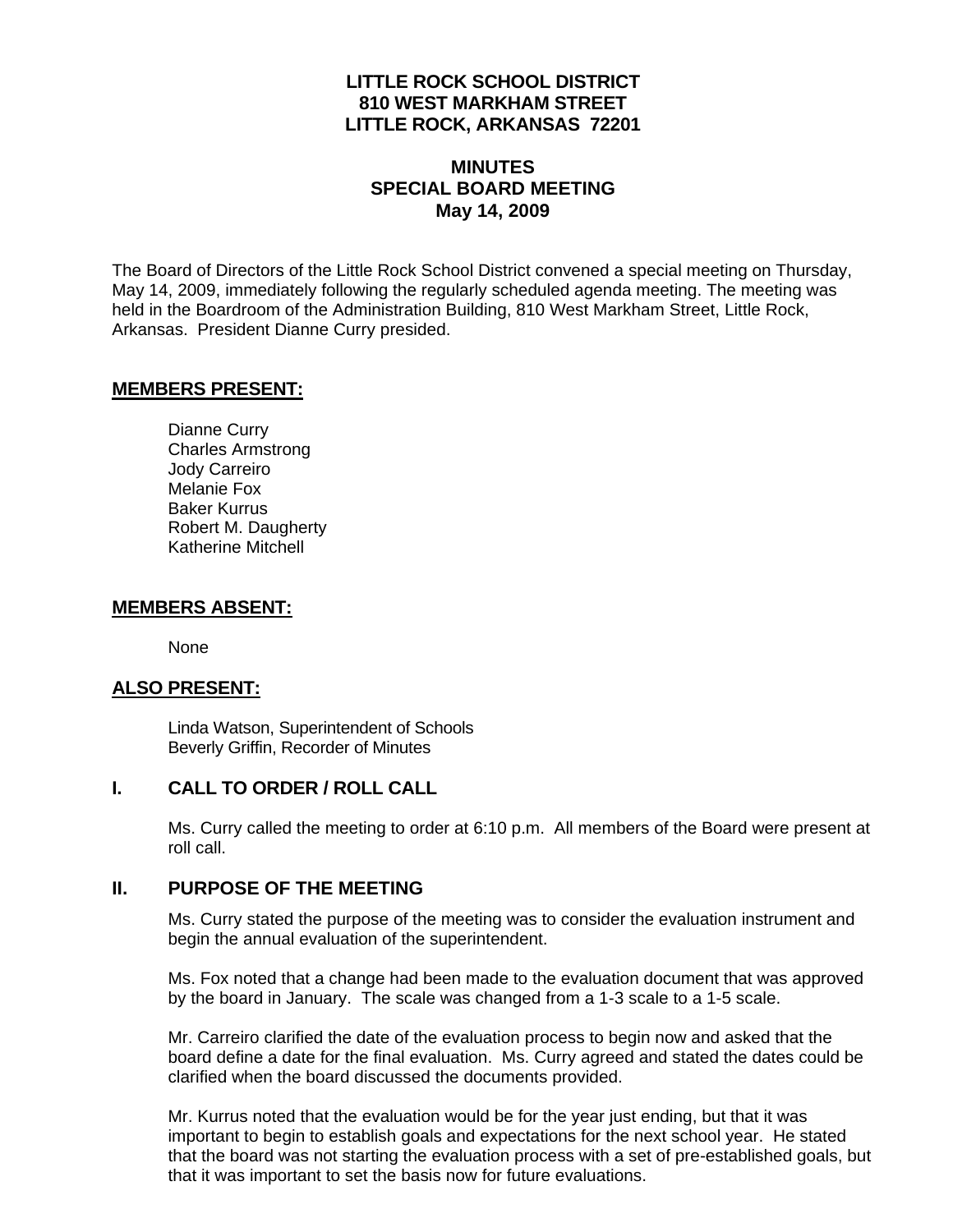**LITTLE ROCK SCHOOL DISTRICT**
**810 WEST MARKHAM STREET**
**LITTLE ROCK, ARKANSAS 72201**

# MINUTES
## SPECIAL BOARD MEETING
**May 14, 2009**

The Board of Directors of the Little Rock School District convened a special meeting on Thursday, May 14, 2009, immediately following the regularly scheduled agenda meeting. The meeting was held in the Boardroom of the Administration Building, 810 West Markham Street, Little Rock, Arkansas. President Dianne Curry presided.

## MEMBERS PRESENT:

Dianne Curry
Charles Armstrong
Jody Carreiro
Melanie Fox
Baker Kurrus
Robert M. Daugherty
Katherine Mitchell

## MEMBERS ABSENT:

None

## ALSO PRESENT:

Linda Watson, Superintendent of Schools
Beverly Griffin, Recorder of Minutes

## I. CALL TO ORDER / ROLL CALL

Ms. Curry called the meeting to order at 6:10 p.m. All members of the Board were present at roll call.

## II. PURPOSE OF THE MEETING

Ms. Curry stated the purpose of the meeting was to consider the evaluation instrument and begin the annual evaluation of the superintendent.

Ms. Fox noted that a change had been made to the evaluation document that was approved by the board in January. The scale was changed from a 1-3 scale to a 1-5 scale.

Mr. Carreiro clarified the date of the evaluation process to begin now and asked that the board define a date for the final evaluation. Ms. Curry agreed and stated the dates could be clarified when the board discussed the documents provided.

Mr. Kurrus noted that the evaluation would be for the year just ending, but that it was important to begin to establish goals and expectations for the next school year. He stated that the board was not starting the evaluation process with a set of pre-established goals, but that it was important to set the basis now for future evaluations.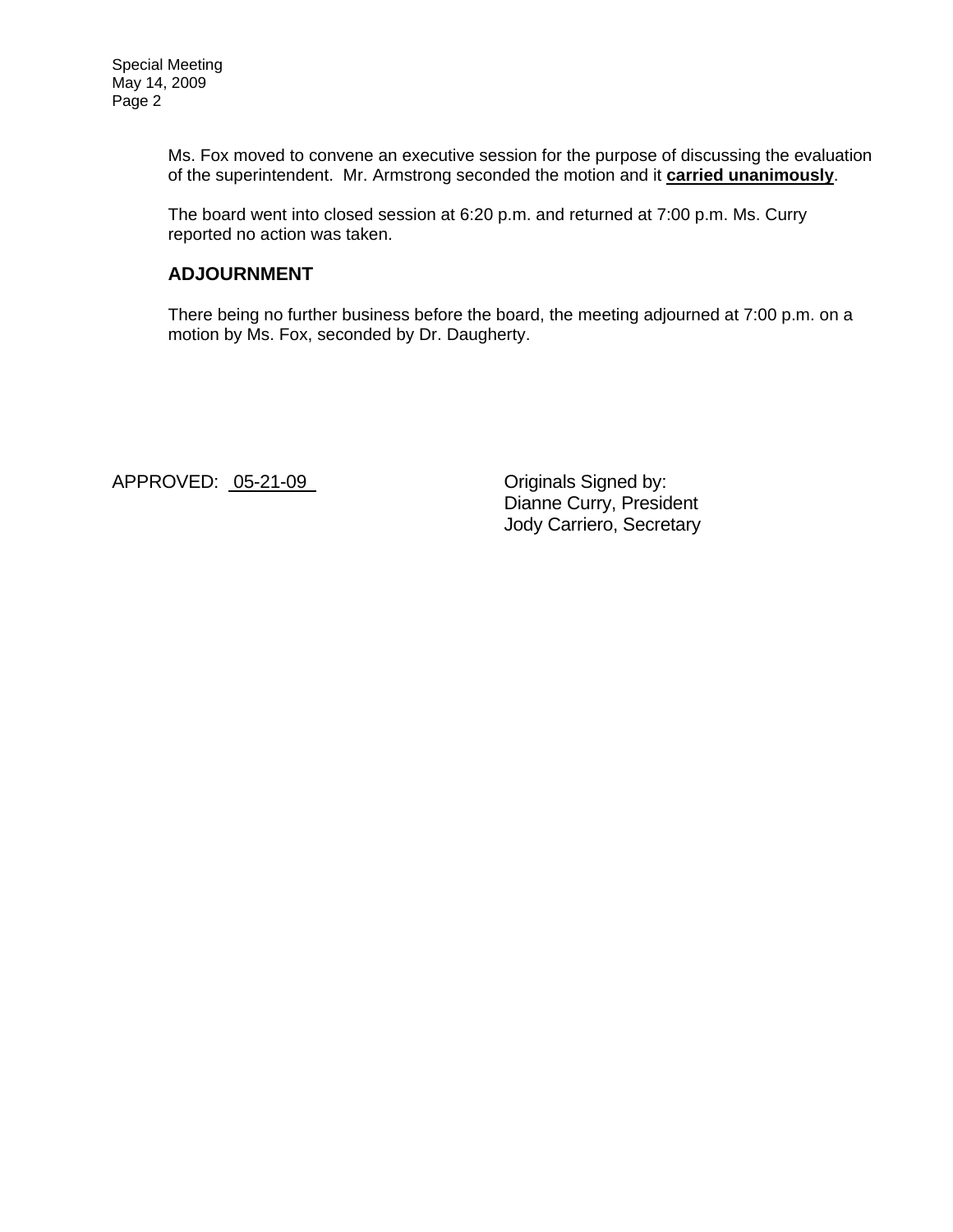Ms. Fox moved to convene an executive session for the purpose of discussing the evaluation of the superintendent. Mr. Armstrong seconded the motion and it **carried unanimously**.

The board went into closed session at 6:20 p.m. and returned at 7:00 p.m. Ms. Curry reported no action was taken.

## ADJOURNMENT

There being no further business before the board, the meeting adjourned at 7:00 p.m. on a motion by Ms. Fox, seconded by Dr. Daugherty.

APPROVED: 05-21-09

Originals Signed by:
Dianne Curry, President
Jody Carriero, Secretary